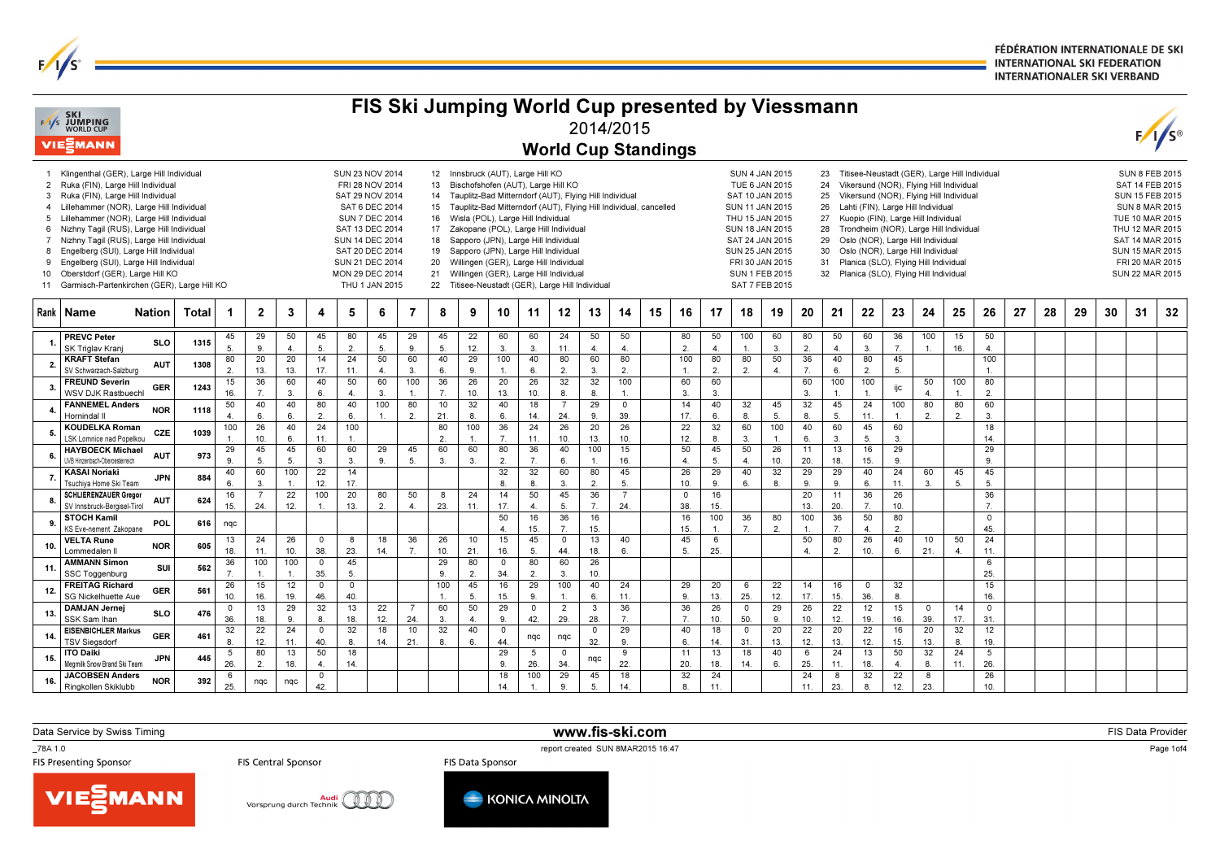FÉDÉRATION INTERNATIONALE DE SKI
INTERNATIONAL SKI FEDERATION
INTERNATIONALER SKI VERBAND

# FIS Ski Jumping World Cup presented by Viessmann

## 2014/2015

## World Cup Standings

| No. | Competition | Date |
|---|---|---|
| 1 | Klingenthal (GER), Large Hill Individual | SUN 23 NOV 2014 |
| 2 | Ruka (FIN), Large Hill Individual | FRI 28 NOV 2014 |
| 3 | Ruka (FIN), Large Hill Individual | SAT 29 NOV 2014 |
| 4 | Lillehammer (NOR), Large Hill Individual | SAT 6 DEC 2014 |
| 5 | Lillehammer (NOR), Large Hill Individual | SUN 7 DEC 2014 |
| 6 | Nizhny Tagil (RUS), Large Hill Individual | SAT 13 DEC 2014 |
| 7 | Nizhny Tagil (RUS), Large Hill Individual | SUN 14 DEC 2014 |
| 8 | Engelberg (SUI), Large Hill Individual | SAT 20 DEC 2014 |
| 9 | Engelberg (SUI), Large Hill Individual | SUN 21 DEC 2014 |
| 10 | Oberstdorf (GER), Large Hill KO | MON 29 DEC 2014 |
| 11 | Garmisch-Partenkirchen (GER), Large Hill KO | THU 1 JAN 2015 |
| 12 | Innsbruck (AUT), Large Hill KO | SUN 4 JAN 2015 |
| 13 | Bischofshofen (AUT), Large Hill KO | TUE 6 JAN 2015 |
| 14 | Tauplitz-Bad Mitterndorf (AUT), Flying Hill Individual | SAT 10 JAN 2015 |
| 15 | Tauplitz-Bad Mitterndorf (AUT), Flying Hill Individual, cancelled | SUN 11 JAN 2015 |
| 16 | Wisla (POL), Large Hill Individual | THU 15 JAN 2015 |
| 17 | Zakopane (POL), Large Hill Individual | SUN 18 JAN 2015 |
| 18 | Sapporo (JPN), Large Hill Individual | SAT 24 JAN 2015 |
| 19 | Sapporo (JPN), Large Hill Individual | SUN 25 JAN 2015 |
| 20 | Willingen (GER), Large Hill Individual | FRI 30 JAN 2015 |
| 21 | Willingen (GER), Large Hill Individual | SUN 1 FEB 2015 |
| 22 | Titisee-Neustadt (GER), Large Hill Individual | SAT 7 FEB 2015 |
| 23 | Titisee-Neustadt (GER), Large Hill Individual | SUN 8 FEB 2015 |
| 24 | Vikersund (NOR), Flying Hill Individual | SAT 14 FEB 2015 |
| 25 | Vikersund (NOR), Flying Hill Individual | SUN 15 FEB 2015 |
| 26 | Lahti (FIN), Large Hill Individual | SUN 8 MAR 2015 |
| 27 | Kuopio (FIN), Large Hill Individual | TUE 10 MAR 2015 |
| 28 | Trondheim (NOR), Large Hill Individual | THU 12 MAR 2015 |
| 29 | Oslo (NOR), Large Hill Individual | SAT 14 MAR 2015 |
| 30 | Oslo (NOR), Large Hill Individual | SUN 15 MAR 2015 |
| 31 | Planica (SLO), Flying Hill Individual | FRI 20 MAR 2015 |
| 32 | Planica (SLO), Flying Hill Individual | SUN 22 MAR 2015 |

| Rank | Name | Nation | Total | 1 | 2 | 3 | 4 | 5 | 6 | 7 | 8 | 9 | 10 | 11 | 12 | 13 | 14 | 15 | 16 | 17 | 18 | 19 | 20 | 21 | 22 | 23 | 24 | 25 | 26 | 27 | 28 | 29 | 30 | 31 | 32 |
|---|---|---|---|---|---|---|---|---|---|---|---|---|---|---|---|---|---|---|---|---|---|---|---|---|---|---|---|---|---|---|---|---|---|---|---|
| 1. | PREVC Peter<br>SK Triglav Kranj | SLO | 1315 | 45<br>5. | 29<br>9. | 50<br>4. | 45<br>5. | 80<br>2. | 45<br>5. | 29<br>9. | 45<br>5. | 22<br>12. | 60<br>3. | 60<br>3. | 24<br>11. | 50<br>4. | 50<br>4. | | 80<br>2. | 50<br>4. | 100<br>1. | 60<br>3. | 80<br>2. | 50<br>4. | 60<br>3. | 36<br>7. | 100<br>1. | 15<br>16. | 50<br>4. | | | | | | |
| 2. | KRAFT Stefan<br>SV Schwarzach-Salzburg | AUT | 1308 | 80<br>2. | 20<br>13. | 20<br>13. | 14<br>17. | 24<br>11. | 50<br>4. | 60<br>3. | 40<br>6. | 29<br>9. | 100<br>1. | 40<br>6. | 80<br>2. | 60<br>3. | 80<br>2. | | 100<br>1. | 80<br>2. | 80<br>2. | 50<br>4. | 36<br>7. | 40<br>6. | 80<br>2. | 45<br>5. | | | 100<br>1. | | | | | | |
| 3. | FREUND Severin<br>WSV DJK Rastbuechl | GER | 1243 | 15<br>16. | 36<br>7. | 60<br>3. | 40<br>6. | 50<br>4. | 60<br>3. | 100<br>1. | 36<br>6. | 26<br>10. | 20<br>13. | 26<br>10. | 32<br>8. | 32<br>8. | 100<br>1. | | 60<br>3. | 60<br>3. | | | 60<br>3. | 100<br>1. | 100<br>1. | ijc | 50<br>4. | 100<br>1. | 80<br>2. | | | | | | |
| 4. | FANNEMEL Anders<br>Hornindal Il | NOR | 1118 | 50<br>4. | 40<br>6. | 40<br>6. | 80<br>2. | 40<br>6. | 100<br>1. | 80<br>2. | 10<br>21. | 32<br>8. | 40<br>6. | 18<br>14. | 7<br>24. | 29<br>9. | 0<br>39. | | 14<br>17. | 40<br>6. | 32<br>8. | 45<br>5. | 32<br>8. | 45<br>5. | 24<br>11. | 100<br>1. | 80<br>2. | 80<br>2. | 60<br>3. | | | | | | |
| 5. | KOUDELKA Roman<br>LSK Lomnice nad Popelkou | CZE | 1039 | 100<br>1. | 26<br>10. | 40<br>6. | 24<br>11. | 100<br>1. | | | 80<br>2. | 100<br>1. | 36<br>7. | 24<br>11. | 26<br>10. | 20<br>13. | 26<br>10. | | 22<br>12. | 32<br>8. | 60<br>3. | 100<br>1. | 40<br>6. | 60<br>3. | 45<br>5. | 60<br>3. | | | 18<br>14. | | | | | | |
| 6. | HAYBOECK Michael<br>UVB Hinzenbach-Oberoesterreich | AUT | 973 | 29<br>9. | 45<br>5. | 45<br>5. | 60<br>3. | 60<br>3. | 29<br>9. | 45<br>5. | 60<br>3. | 60<br>3. | 80<br>2. | 36<br>7. | 40<br>6. | 100<br>1. | 15<br>16. | | 50<br>4. | 45<br>5. | 50<br>4. | 26<br>10. | 11<br>20. | 13<br>18. | 16<br>15. | 29<br>9. | | | 29<br>9. | | | | | | |
| 7. | KASAI Noriaki<br>Tsuchiya Home Ski Team | JPN | 884 | 40<br>6. | 60<br>3. | 100<br>1. | 22<br>12. | 14<br>17. | | | | | 32<br>8. | 32<br>8. | 60<br>3. | 80<br>2. | 45<br>5. | | 26<br>10. | 29<br>9. | 40<br>6. | 32<br>8. | 29<br>9. | 29<br>9. | 40<br>6. | 24<br>11. | 60<br>3. | 45<br>5. | 45<br>5. | | | | | | |
| 8. | SCHLIERENZAUER Gregor<br>SV Innsbruck-Bergisel-Tirol | AUT | 624 | 16<br>15. | 7<br>24. | 22<br>12. | 100<br>1. | 20<br>13. | 80<br>2. | 50<br>4. | 8<br>23. | 24<br>11. | 14<br>17. | 50<br>4. | 45<br>5. | 36<br>7. | 7<br>24. | | 0<br>38. | 16<br>15. | | | 20<br>13. | 11<br>20. | 36<br>7. | 26<br>10. | | | 36<br>7. | | | | | | |
| 9. | STOCH Kamil<br>KS Eve-nement Zakopane | POL | 616 | nqc | | | | | | | | | 50<br>4. | 16<br>15. | 36<br>7. | 16<br>15. | | | 16<br>15. | 100<br>1. | 36<br>7. | 80<br>2. | 100<br>1. | 36<br>3. | 50<br>4. | 80<br>2. | | | 0<br>45. | | | | | | |
| 10. | VELTA Rune<br>Lommedalen Il | NOR | 605 | 13<br>18. | 24<br>11. | 26<br>10. | 0<br>38. | 8<br>23. | 18<br>14. | 36<br>7. | 26<br>10. | 10<br>21. | 15<br>16. | 45<br>5. | 0<br>44. | 13<br>18. | 40<br>6. | | 45<br>5. | 6<br>25. | | | 50<br>4. | 80<br>2. | 26<br>10. | 40<br>6. | 10<br>21. | 50<br>4. | 24<br>11. | | | | | | |
| 11. | AMMANN Simon<br>SSC Toggenburg | SUI | 562 | 36<br>7. | 100<br>1. | 100<br>1. | 0<br>35. | 45<br>5. | | | 29<br>9. | 80<br>2. | 0<br>34. | 80<br>2. | 60<br>3. | 26<br>10. | | | | | | | | | | | | | 6<br>25. | | | | | | |
| 12. | FREITAG Richard<br>SG Nickelhuette Aue | GER | 561 | 26<br>10. | 15<br>16. | 12<br>19. | 0<br>46. | 0<br>40. | | | 100<br>1. | 45<br>5. | 16<br>15. | 29<br>9. | 100<br>1. | 40<br>6. | 24<br>11. | | 29<br>9. | 20<br>13. | 6<br>25. | 22<br>12. | 14<br>17. | 16<br>15. | 0<br>36. | 32<br>8. | | | 15<br>16. | | | | | | |
| 13. | DAMJAN Jernej<br>SSK Sam Ihan | SLO | 476 | 0<br>36. | 13<br>18. | 29<br>9. | 32<br>8. | 13<br>18. | 22<br>12. | 7<br>24. | 60<br>3. | 50<br>4. | 29<br>9. | 0<br>42. | 2<br>29. | 3<br>28. | 36<br>7. | | 36<br>7. | 26<br>10. | 0<br>50. | 29<br>9. | 26<br>10. | 22<br>12. | 12<br>19. | 15<br>16. | 0<br>39. | 14<br>17. | 0<br>31. | | | | | | |
| 14. | EISENBICHLER Markus<br>TSV Siegsdorf | GER | 461 | 32<br>8. | 22<br>12. | 24<br>11. | 0<br>40. | 32<br>8. | 18<br>14. | 10<br>21. | 32<br>8. | 40<br>6. | 0<br>44. | nqc | nqc | 0<br>32. | 29<br>9. | | 40<br>6. | 18<br>14. | 0<br>31. | 20<br>13. | 22<br>12. | 20<br>12. | 22<br>12. | 16<br>15. | 20<br>13. | 32<br>8. | 12<br>19. | | | | | | |
| 15. | ITO Daiki<br>Megmilk Snow Brand Ski Team | JPN | 445 | 5<br>26. | 80<br>2. | 13<br>18. | 50<br>4. | 18<br>14. | | | | | 29<br>9. | 5<br>26. | 0<br>34. | nqc | 9<br>22. | | 11<br>20. | 13<br>18. | 18<br>14. | 40<br>6. | 6<br>25. | 24<br>11. | 13<br>18. | 50<br>4. | 32<br>8. | 24<br>11. | 5<br>26. | | | | | | |
| 16. | JACOBSEN Anders<br>Ringkollen Skiklubb | NOR | 392 | 6<br>25. | nqc | nqc | 0<br>42. | | | | | | 18<br>14. | 100<br>1. | 29<br>9. | 45<br>5. | 18<br>14. | | 32<br>8. | 24<br>11. | | | 24<br>11. | 8<br>23. | 32<br>8. | 22<br>12. | 8<br>23. | | 26<br>10. | | | | | | |

Data Service by Swiss Timing — www.fis-ski.com — FIS Data Provider

_78A 1.0 — report created SUN 8MAR2015 16:47

FIS Presenting Sponsor: VIESSMANN — FIS Central Sponsor: Audi Vorsprung durch Technik — FIS Data Sponsor: KONICA MINOLTA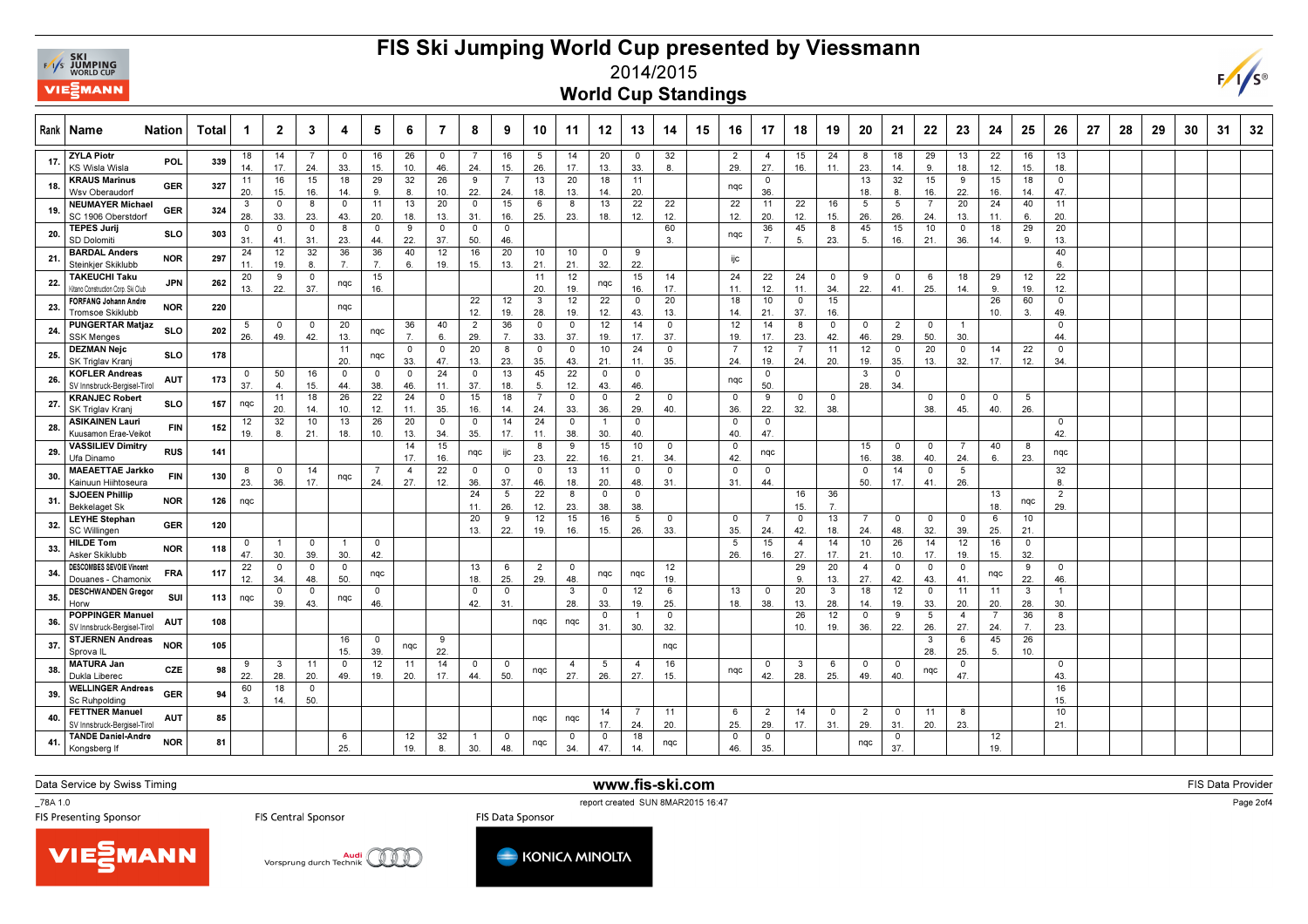# FIS Ski Jumping World Cup presented by Viessmann

2014/2015

## World Cup Standings

| Rank | Name | Nation | Total | 1 | 2 | 3 | 4 | 5 | 6 | 7 | 8 | 9 | 10 | 11 | 12 | 13 | 14 | 15 | 16 | 17 | 18 | 19 | 20 | 21 | 22 | 23 | 24 | 25 | 26 | 27 | 28 | 29 | 30 | 31 | 32 |
|---|---|---|---|---|---|---|---|---|---|---|---|---|---|---|---|---|---|---|---|---|---|---|---|---|---|---|---|---|---|---|---|---|---|---|---|
| 17. | ZYLA Piotr<br>KS Wisla Wisla | POL | 339 | 18<br>14. | 14<br>17. | 7<br>24. | 0<br>33. | 16<br>15. | 26<br>10. | 0<br>46. | 7<br>24. | 16<br>15. | 5<br>26. | 14<br>17. | 20<br>13. | 0<br>33. | 32<br>8. | | 2<br>29. | 4<br>27. | 15<br>16. | 24<br>11. | 8<br>23. | 18<br>14. | 29<br>9. | 13<br>18. | 22<br>12. | 16<br>15. | 13<br>18. | | | | | | |
| 18. | KRAUS Marinus<br>Wsv Oberaudorf | GER | 327 | 11<br>20. | 16<br>15. | 15<br>16. | 18<br>14. | 29<br>9. | 32<br>8. | 26<br>10. | 9<br>22. | 7<br>24. | 13<br>18. | 20<br>13. | 18<br>14. | 11<br>20. | | | nqc | 0<br>36. | | | 13<br>18. | 32<br>8. | 15<br>16. | 9<br>22. | 15<br>16. | 18<br>14. | 0<br>47. | | | | | | |
| 19. | NEUMAYER Michael<br>SC 1906 Oberstdorf | GER | 324 | 3<br>28. | 0<br>33. | 8<br>23. | 0<br>43. | 11<br>20. | 13<br>18. | 20<br>13. | 0<br>31. | 15<br>16. | 6<br>25. | 8<br>23. | 13<br>18. | 22<br>12. | 22<br>12. | | 22<br>12. | 11<br>20. | 22<br>12. | 16<br>15. | 5<br>26. | 5<br>26. | 7<br>24. | 20<br>13. | 24<br>11. | 40<br>6. | 11<br>20. | | | | | | |
| 20. | TEPES Jurij<br>SD Dolomiti | SLO | 303 | 0<br>31. | 0<br>41. | 0<br>31. | 8<br>23. | 0<br>44. | 9<br>22. | 0<br>37. | 0<br>50. | 0<br>46. | | | | | 60<br>3. | | nqc | 36<br>7. | 45<br>5. | 8<br>23. | 45<br>5. | 15<br>16. | 10<br>21. | 0<br>36. | 18<br>14. | 29<br>9. | 20<br>13. | | | | | | |
| 21. | BARDAL Anders<br>Steinkjer Skiklubb | NOR | 297 | 24<br>11. | 12<br>19. | 32<br>8. | 36<br>7. | 36<br>7. | 40<br>6. | 12<br>19. | 16<br>15. | 20<br>13. | 10<br>21. | 10<br>21. | 0<br>32. | 9<br>22. | | | ijc | | | | | | | | | | 40<br>6. | | | | | | |
| 22. | TAKEUCHI Taku<br>Kitano Construction Corp. Ski Club | JPN | 262 | 20<br>13. | 9<br>22. | 0<br>37. | nqc | 15<br>16. | | | | | 11<br>20. | 12<br>19. | nqc | 15<br>16. | 14<br>17. | | 24<br>11. | 22<br>12. | 24<br>11. | 0<br>34. | 9<br>22. | 0<br>41. | 6<br>25. | 18<br>14. | 29<br>9. | 12<br>19. | 22<br>12. | | | | | | |
| 23. | FORFANG Johann Andre<br>Tromsoe Skiklubb | NOR | 220 | | | | nqc | | | | 22<br>12. | 12<br>19. | 3<br>28. | 12<br>19. | 22<br>12. | 0<br>43. | 20<br>13. | | 18<br>14. | 10<br>21. | 0<br>37. | 15<br>16. | | | | | 26<br>10. | 60<br>3. | 0<br>49. | | | | | | |
| 24. | PUNGERTAR Matjaz<br>SSK Menges | SLO | 202 | 5<br>26. | 0<br>49. | 0<br>42. | 20<br>13. | nqc | 36<br>7. | 40<br>6. | 2<br>29. | 36<br>7. | 0<br>33. | 0<br>37. | 12<br>19. | 14<br>17. | 0<br>37. | | 12<br>19. | 14<br>17. | 8<br>23. | 0<br>42. | 0<br>46. | 2<br>29. | 0<br>50. | 1<br>30. | | | 0<br>44. | | | | | | |
| 25. | DEZMAN Nejc<br>SK Triglav Kranj | SLO | 178 | | | | 11<br>20. | nqc | 0<br>33. | 0<br>47. | 20<br>13. | 8<br>23. | 0<br>35. | 0<br>43. | 10<br>21. | 24<br>11. | 0<br>35. | | 7<br>24. | 12<br>19. | 7<br>24. | 11<br>20. | 12<br>19. | 0<br>35. | 20<br>13. | 0<br>32. | 14<br>17. | 22<br>12. | 0<br>34. | | | | | | |
| 26. | KOFLER Andreas<br>SV Innsbruck-Bergisel-Tirol | AUT | 173 | 0<br>37. | 50<br>4. | 16<br>15. | 0<br>44. | 0<br>38. | 0<br>46. | 24<br>11. | 0<br>37. | 13<br>18. | 45<br>5. | 22<br>12. | 0<br>43. | 0<br>46. | | | nqc | 0<br>50. | | | 3<br>28. | 0<br>34. | | | | | | | | | | | |
| 27. | KRANJEC Robert<br>SK Triglav Kranj | SLO | 157 | nqc | 11<br>20. | 18<br>14. | 26<br>10. | 22<br>12. | 24<br>11. | 0<br>35. | 15<br>16. | 18<br>14. | 7<br>24. | 0<br>33. | 0<br>36. | 2<br>29. | 0<br>40. | | 0<br>36. | 9<br>22. | 0<br>32. | 0<br>38. | | | 0<br>38. | 0<br>45. | 0<br>40. | 5<br>26. | | | | | | | |
| 28. | ASIKAINEN Lauri<br>Kuusamon Erae-Veikot | FIN | 152 | 12<br>19. | 32<br>8. | 10<br>21. | 13<br>18. | 26<br>10. | 20<br>13. | 0<br>34. | 0<br>35. | 14<br>17. | 24<br>11. | 0<br>38. | 1<br>30. | 0<br>40. | | | 0<br>40. | 0<br>47. | | | | | | | | | 0<br>42. | | | | | | |
| 29. | VASSILIEV Dimitry<br>Ufa Dinamo | RUS | 141 | | | | | | 14<br>17. | 15<br>16. | nqc | ijc | 8<br>23. | 9<br>22. | 15<br>16. | 10<br>21. | 0<br>34. | | 0<br>42. | nqc | | | 15<br>16. | 0<br>38. | 0<br>40. | 7<br>24. | 40<br>6. | 8<br>23. | nqc | | | | | | |
| 30. | MAEAETTAE Jarkko<br>Kainuun Hiihtoseura | FIN | 130 | 8<br>23. | 0<br>36. | 14<br>17. | nqc | 7<br>24. | 4<br>27. | 22<br>12. | 0<br>36. | 0<br>37. | 0<br>46. | 13<br>18. | 11<br>20. | 0<br>48. | 0<br>31. | | 0<br>31. | 0<br>44. | | | 0<br>50. | 14<br>17. | 0<br>41. | 5<br>26. | | | 32<br>8. | | | | | | |
| 31. | SJOEEN Phillip<br>Bekkelaget Sk | NOR | 126 | nqc | | | | | | | 24<br>11. | 5<br>26. | 22<br>12. | 8<br>23. | 0<br>38. | 0<br>38. | | | | | 16<br>15. | 36<br>7. | | | | | 13<br>18. | nqc | 2<br>29. | | | | | | |
| 32. | LEYHE Stephan<br>SC Willingen | GER | 120 | | | | | | | | 20<br>13. | 9<br>22. | 12<br>19. | 15<br>16. | 16<br>15. | 5<br>26. | 0<br>33. | | 0<br>35. | 7<br>24. | 0<br>42. | 13<br>18. | 7<br>24. | 0<br>48. | 0<br>32. | 0<br>39. | 6<br>25. | 10<br>21. | | | | | | | |
| 33. | HILDE Tom<br>Asker Skiklubb | NOR | 118 | 0<br>47. | 1<br>30. | 0<br>39. | 1<br>30. | 0<br>42. | | | | | | | | | | | 5<br>26. | 15<br>16. | 4<br>27. | 14<br>17. | 10<br>21. | 26<br>10. | 14<br>17. | 12<br>19. | 16<br>15. | 0<br>32. | | | | | | | |
| 34. | DESCOMBES SEVOIE Vincent<br>Douanes - Chamonix | FRA | 117 | 22<br>12. | 0<br>34. | 0<br>48. | 0<br>50. | nqc | | | 13<br>18. | 6<br>25. | 2<br>29. | 0<br>48. | nqc | nqc | 12<br>19. | | | | 29<br>9. | 20<br>13. | 4<br>27. | 0<br>42. | 0<br>43. | 0<br>41. | nqc | 9<br>22. | 0<br>46. | | | | | | |
| 35. | DESCHWANDEN Gregor<br>Horw | SUI | 113 | nqc | 0<br>39. | 0<br>43. | nqc | 0<br>46. | | | 0<br>42. | 0<br>31. | | 3<br>28. | 0<br>33. | 12<br>19. | 6<br>25. | | 13<br>18. | 0<br>38. | 20<br>13. | 3<br>28. | 18<br>14. | 12<br>19. | 0<br>33. | 11<br>20. | 11<br>20. | 3<br>28. | 1<br>30. | | | | | | |
| 36. | POPPINGER Manuel<br>SV Innsbruck-Bergisel-Tirol | AUT | 108 | | | | | | | | | | nqc | nqc | 0<br>31. | 1<br>30. | 0<br>32. | | | | 26<br>10. | 12<br>19. | 0<br>36. | 9<br>22. | 5<br>26. | 4<br>27. | 7<br>24. | 36<br>7. | 8<br>23. | | | | | | |
| 37. | STJERNEN Andreas<br>Sprova IL | NOR | 105 | | | | 16<br>15. | 0<br>39. | nqc | 9<br>22. | | | | | | | nqc | | | | | | | | 3<br>28. | 6<br>25. | 45<br>5. | 26<br>10. | | | | | | | |
| 38. | MATURA Jan<br>Dukla Liberec | CZE | 98 | 9<br>22. | 3<br>28. | 11<br>20. | 0<br>49. | 12<br>19. | 11<br>20. | 14<br>17. | 0<br>44. | 0<br>50. | nqc | 4<br>27. | 5<br>26. | 4<br>27. | 16<br>15. | | nqc | 0<br>42. | 3<br>28. | 6<br>25. | 0<br>49. | 0<br>40. | nqc | 0<br>47. | | | 0<br>43. | | | | | | |
| 39. | WELLINGER Andreas<br>Sc Ruhpolding | GER | 94 | 60<br>3. | 18<br>14. | 0<br>50. | | | | | | | | | | | | | | | | | | | | | | | 16<br>15. | | | | | | |
| 40. | FETTNER Manuel<br>SV Innsbruck-Bergisel-Tirol | AUT | 85 | | | | | | | | | | nqc | nqc | 14<br>17. | 7<br>24. | 11<br>20. | | 6<br>25. | 2<br>29. | 14<br>17. | 0<br>31. | 2<br>29. | 0<br>31. | 11<br>20. | 8<br>23. | | | 10<br>21. | | | | | | |
| 41. | TANDE Daniel-Andre<br>Kongsberg If | NOR | 81 | | | | 6<br>25. | | 12<br>19. | 32<br>8. | 1<br>30. | 0<br>48. | nqc | 0<br>34. | 0<br>47. | 18<br>14. | nqc | | 0<br>46. | 0<br>35. | | | nqc | 0<br>37. | | | 12<br>19. | | | | | | | | |

Data Service by Swiss Timing — www.fis-ski.com — FIS Data Provider

_78A 1.0 — report created SUN 8MAR2015 16:47

FIS Presenting Sponsor — FIS Central Sponsor — FIS Data Sponsor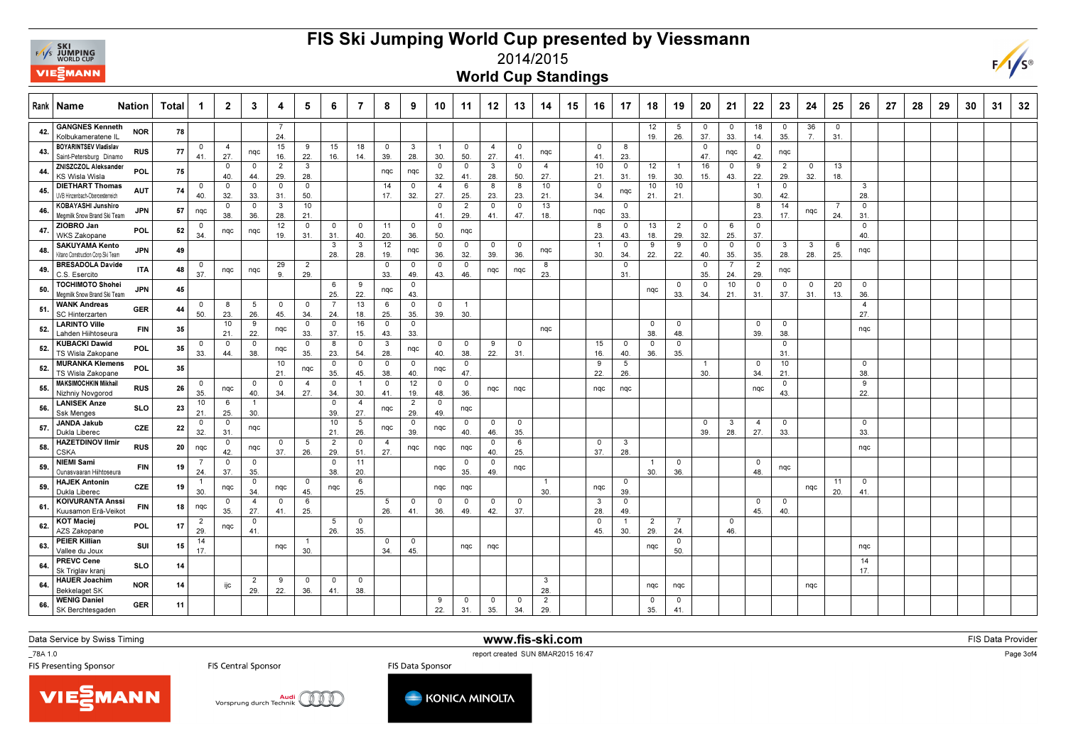# FIS Ski Jumping World Cup presented by Viessmann

## 2014/2015

## World Cup Standings

| Rank | Name | Nation | Total | 1 | 2 | 3 | 4 | 5 | 6 | 7 | 8 | 9 | 10 | 11 | 12 | 13 | 14 | 15 | 16 | 17 | 18 | 19 | 20 | 21 | 22 | 23 | 24 | 25 | 26 | 27 | 28 | 29 | 30 | 31 | 32 |
|---|---|---|---|---|---|---|---|---|---|---|---|---|---|---|---|---|---|---|---|---|---|---|---|---|---|---|---|---|---|---|---|---|---|---|---|
| 42. | **GANGNES Kenneth** Kolbukameratene IL | NOR | 78 | | | | 7 24. | | | | | | | | | | | | | | 12 19. | 5 26. | 0 37. | 0 33. | 18 14. | 0 35. | 36 7. | 0 31. | | | | | | | |
| 43. | **BOYARINTSEV Vladislav** Saint-Petersburg Dinamo | RUS | 77 | 0 41. | 4 27. | nqc | 15 16. | 9 22. | 15 16. | 18 14. | 0 39. | 3 28. | 1 30. | 0 50. | 4 27. | 0 41. | nqc | | 0 41. | 8 23. | | | 0 47. | nqc | 0 42. | nqc | | | | | | | | | |
| 44. | **ZNISZCZOL Aleksander** KS Wisla Wisla | POL | 75 | | 0 40. | 0 44. | 2 29. | 3 28. | | | nqc | nqc | 0 32. | 0 41. | 3 28. | 0 50. | 4 27. | | 10 21. | 0 31. | 12 19. | 1 30. | 16 15. | 0 43. | 9 22. | 2 29. | 0 32. | 13 18. | | | | | | | |
| 45. | **DIETHART Thomas** UVB Hinzenbach-Oberoesterreich | AUT | 74 | 0 40. | 0 32. | 0 33. | 0 31. | 0 50. | | | 14 17. | 0 32. | 4 27. | 6 25. | 8 23. | 8 23. | 10 21. | | 0 34. | nqc | 10 21. | 10 21. | | | 1 30. | 0 42. | | | 3 28. | | | | | | |
| 46. | **KOBAYASHI Junshiro** Megmilk Snow Brand Ski Team | JPN | 57 | nqc | 0 38. | 0 36. | 3 28. | 10 21. | | | | | 0 41. | 2 29. | 0 41. | 0 47. | 13 18. | | nqc | 0 33. | | | | | 8 23. | 14 17. | nqc | 7 24. | 0 31. | | | | | | |
| 47. | **ZIOBRO Jan** WKS Zakopane | POL | 52 | 0 34. | nqc | nqc | 12 19. | 0 31. | 0 31. | 0 40. | 11 20. | 0 36. | 0 50. | nqc | | | | | 8 23. | 0 43. | 13 18. | 2 29. | 0 32. | 6 25. | 0 37. | | | | 0 40. | | | | | | |
| 48. | **SAKUYAMA Kento** Kitano Construction Corp.Ski Team | JPN | 49 | | | | | | 3 28. | 3 28. | 12 19. | nqc | 0 36. | 0 32. | 0 39. | 0 36. | nqc | | 1 30. | 0 34. | 9 22. | 9 22. | 0 40. | 0 35. | 0 35. | 3 28. | 3 28. | 6 25. | nqc | | | | | | |
| 49. | **BRESADOLA Davide** C.S. Esercito | ITA | 48 | 0 37. | nqc | nqc | 29 9. | 2 29. | | | 0 33. | 0 49. | 0 43. | 0 46. | nqc | nqc | 8 23. | | | 0 31. | | | 0 35. | 7 24. | 2 29. | nqc | | | | | | | | | |
| 50. | **TOCHIMOTO Shohei** Megmilk Snow Brand Ski Team | JPN | 45 | | | | | | 6 25. | 9 22. | nqc | 0 43. | | | | | | | | | nqc | 0 33. | 0 34. | 10 21. | 0 31. | 0 37. | 0 31. | 20 13. | 0 36. | | | | | | |
| 51. | **WANK Andreas** SC Hinterzarten | GER | 44 | 0 50. | 8 23. | 5 26. | 0 45. | 0 34. | 7 24. | 13 18. | 6 25. | 0 35. | 0 39. | 1 30. | | | | | | | | | | | | | | | 4 27. | | | | | | |
| 52. | **LARINTO Ville** Lahden Hiihtoseura | FIN | 35 | | 10 21. | 9 22. | nqc | 0 33. | 0 37. | 16 15. | 0 43. | 0 33. | | | | | nqc | | | | 0 38. | 0 48. | | | 0 39. | 0 38. | | | nqc | | | | | | |
| 52. | **KUBACKI Dawid** TS Wisla Zakopane | POL | 35 | 0 33. | 0 44. | 0 38. | nqc | 0 35. | 8 23. | 0 54. | 3 28. | nqc | 0 40. | 0 38. | 9 22. | 0 31. | | | 15 16. | 0 40. | 0 36. | 0 35. | | | | 0 31. | | | | | | | | | |
| 52. | **MURANKA Klemens** TS Wisla Zakopane | POL | 35 | | | | 10 21. | nqc | 0 35. | 0 45. | 0 38. | 0 40. | nqc | 0 47. | | | | | 9 22. | 5 26. | | | 1 30. | | 0 34. | 10 21. | | | 0 38. | | | | | | |
| 55. | **MAKSIMOCHKIN Mikhail** Nizhniy Novgorod | RUS | 26 | 0 35. | nqc | 0 40. | 0 34. | 4 27. | 0 34. | 1 30. | 0 41. | 12 19. | 0 48. | 0 36. | nqc | nqc | | | nqc | nqc | | | | | nqc | 0 43. | | | 9 22. | | | | | | |
| 56. | **LANISEK Anze** Ssk Menges | SLO | 23 | 10 21. | 6 25. | 1 30. | | | 0 39. | 4 27. | nqc | 2 29. | 0 49. | nqc | | | | | | | | | | | | | | | | | | | | | |
| 57. | **JANDA Jakub** Dukla Liberec | CZE | 22 | 0 32. | 0 31. | nqc | | | 10 21. | 5 26. | nqc | 0 39. | nqc | 0 40. | 0 46. | 0 35. | | | | | | | 0 39. | 3 28. | 4 27. | 0 33. | | | 0 33. | | | | | | |
| 58. | **HAZETDINOV Ilmir** CSKA | RUS | 20 | nqc | 0 42. | nqc | 0 37. | 5 26. | 2 29. | 0 51. | 4 27. | nqc | nqc | nqc | 0 40. | 6 25. | | | 0 37. | 3 28. | | | | | | | | | nqc | | | | | | |
| 59. | **NIEMI Sami** Ounasvaaran Hiihtoseura | FIN | 19 | 7 24. | 0 37. | 0 35. | | | 0 38. | 11 20. | | | nqc | 0 35. | 0 49. | nqc | | | | | 1 30. | 0 36. | | | 0 48. | nqc | | | | | | | | | |
| 59. | **HAJEK Antonin** Dukla Liberec | CZE | 19 | 1 30. | nqc | 0 34. | nqc | 0 45. | nqc | 6 25. | | | nqc | nqc | | | 1 30. | | nqc | 0 39. | | | | | | | nqc | 11 20. | 0 41. | | | | | | |
| 61. | **KOIVURANTA Anssi** Kuusamon Erä-Veikot | FIN | 18 | nqc | 0 35. | 4 27. | 0 41. | 6 25. | | | 5 26. | 0 41. | 0 36. | 0 49. | 0 42. | 0 37. | | | 3 28. | 0 49. | | | | | 0 45. | 0 40. | | | | | | | | | |
| 62. | **KOT Maciej** AZS Zakopane | POL | 17 | 2 29. | nqc | 0 41. | | | 5 26. | 0 35. | | | | | | | | | 0 45. | 1 30. | 2 29. | 7 24. | | 0 46. | | | | | | | | | | | |
| 63. | **PEIER Killian** Vallee du Joux | SUI | 15 | 14 17. | | | nqc | 1 30. | | | 0 34. | 0 45. | | nqc | nqc | | | | | | nqc | 0 50. | | | | | | | nqc | | | | | | |
| 64. | **PREVC Cene** Sk Triglav kranj | SLO | 14 | | | | | | | | | | | | | | | | | | | | | | | | | | 14 17. | | | | | | |
| 64. | **HAUER Joachim** Bekkelaget SK | NOR | 14 | | ijc | 2 29. | 9 22. | 0 36. | 0 41. | 0 38. | | | | | | | 3 28. | | | | nqc | nqc | | | | | nqc | | | | | | | | |
| 66. | **WENIG Daniel** SK Berchtesgaden | GER | 11 | | | | | | | | | | 9 22. | 0 31. | 0 35. | 0 34. | 2 29. | | | | 0 35. | 0 41. | | | | | | | | | | | | | |

Data Service by Swiss Timing — www.fis-ski.com — FIS Data Provider

_78A 1.0 — report created SUN 8MAR2015 16:47

FIS Presenting Sponsor — FIS Central Sponsor — FIS Data Sponsor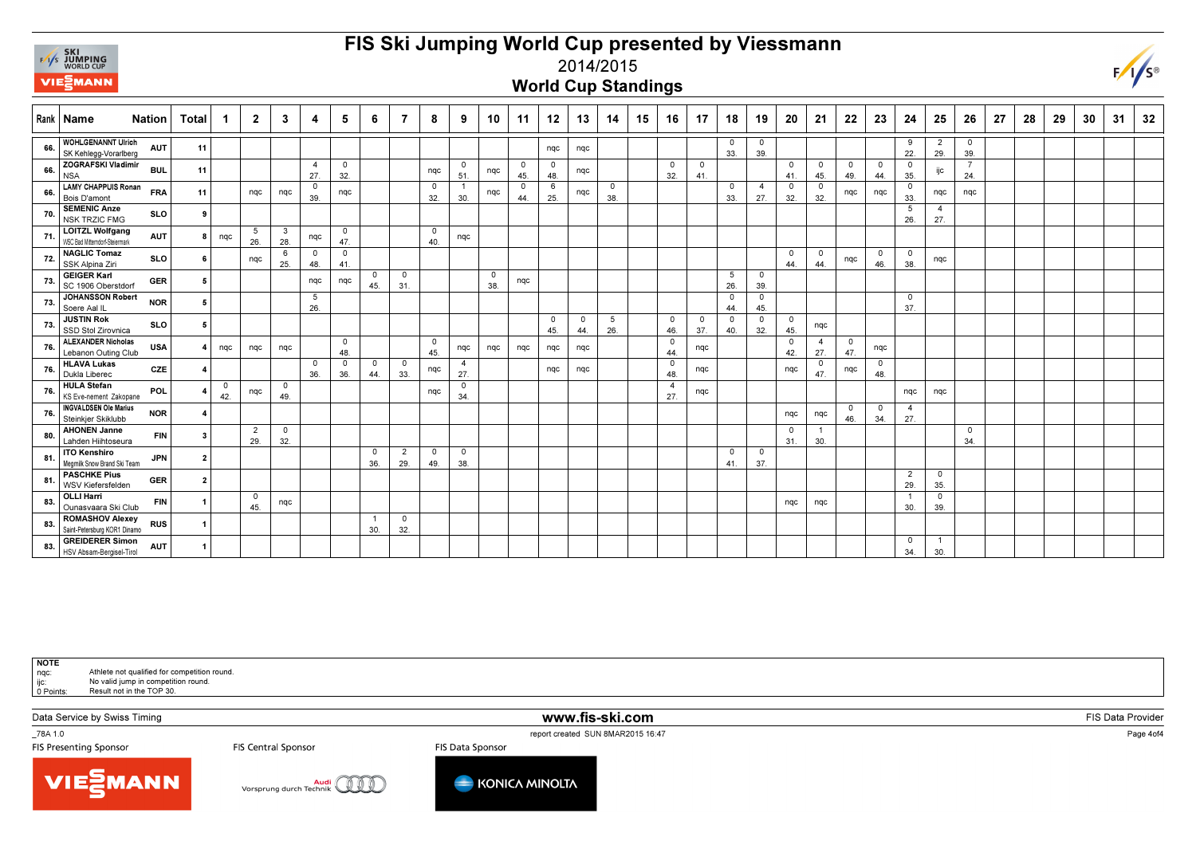# FIS Ski Jumping World Cup presented by Viessmann

2014/2015

## World Cup Standings

| Rank | Name | Nation | Total | 1 | 2 | 3 | 4 | 5 | 6 | 7 | 8 | 9 | 10 | 11 | 12 | 13 | 14 | 15 | 16 | 17 | 18 | 19 | 20 | 21 | 22 | 23 | 24 | 25 | 26 | 27 | 28 | 29 | 30 | 31 | 32 |
|---|---|---|---|---|---|---|---|---|---|---|---|---|---|---|---|---|---|---|---|---|---|---|---|---|---|---|---|---|---|---|---|---|---|---|---|
| 66. | WOHLGENANNT Ulrich<br>SK Kehlegg-Vorarlberg | AUT | 11 | | | | | | | | | | | | nqc | nqc | | | | | 0<br>33. | 0<br>39. | | | | | 9<br>22. | 2<br>29. | 0<br>39. | | | | | | |
| 66. | ZOGRAFSKI Vladimir<br>NSA | BUL | 11 | | | | 4<br>27. | 0<br>32. | | | nqc | 0<br>51. | nqc | 0<br>45. | 0<br>48. | nqc | | | 0<br>32. | 0<br>41. | | | 0<br>41. | 0<br>45. | 0<br>49. | 0<br>44. | 0<br>35. | ijc | 7<br>24. | | | | | | |
| 66. | LAMY CHAPPUIS Ronan<br>Bois D'amont | FRA | 11 | | nqc | nqc | 0<br>39. | nqc | | | 0<br>32. | 1<br>30. | nqc | 0<br>44. | 6<br>25. | nqc | 0<br>38. | | | | 0<br>33. | 4<br>27. | 0<br>32. | 0<br>32. | nqc | nqc | 0<br>33. | nqc | nqc | | | | | | |
| 70. | SEMENIC Anze<br>NSK TRZIC FMG | SLO | 9 | | | | | | | | | | | | | | | | | | | | | | | | 5<br>26. | 4<br>27. | | | | | | | |
| 71. | LOITZL Wolfgang<br>WSC Bad Mitterndorf-Steiermark | AUT | 8 | nqc | 5<br>26. | 3<br>28. | nqc | 0<br>47. | | | 0<br>40. | nqc | | | | | | | | | | | | | | | | | | | | | | | |
| 72. | NAGLIC Tomaz<br>SSK Alpina Ziri | SLO | 6 | | nqc | 6<br>25. | 0<br>48. | 0<br>41. | | | | | | | | | | | | | | | 0<br>44. | 0<br>44. | nqc | 0<br>46. | 0<br>38. | nqc | | | | | | | |
| 73. | GEIGER Karl<br>SC 1906 Oberstdorf | GER | 5 | | | | nqc | nqc | 0<br>45. | 0<br>31. | | | 0<br>38. | nqc | | | | | | | 5<br>26. | 0<br>39. | | | | | | | | | | | | | |
| 73. | JOHANSSON Robert<br>Soere Aal IL | NOR | 5 | | | | 5<br>26. | | | | | | | | | | | | | | 0<br>44. | 0<br>45. | | | | | 0<br>37. | | | | | | | | |
| 73. | JUSTIN Rok<br>SSD Stol Zirovnica | SLO | 5 | | | | | | | | | | | | 0<br>45. | 0<br>44. | 5<br>26. | | 0<br>46. | 0<br>37. | 0<br>40. | 0<br>32. | 0<br>45. | nqc | | | | | | | | | | | |
| 76. | ALEXANDER Nicholas<br>Lebanon Outing Club | USA | 4 | nqc | nqc | nqc | | 0<br>48. | | | 0<br>45. | nqc | nqc | nqc | nqc | nqc | | | 0<br>44. | nqc | | | 0<br>42. | 4<br>27. | 0<br>47. | nqc | | | | | | | | | |
| 76. | HLAVA Lukas<br>Dukla Liberec | CZE | 4 | | | | 0<br>36. | 0<br>36. | 0<br>44. | 0<br>33. | nqc | 4<br>27. | | | nqc | nqc | | | 0<br>48. | nqc | | | nqc | 0<br>47. | nqc | 0<br>48. | | | | | | | | | |
| 76. | HULA Stefan<br>KS Eve-nement Zakopane | POL | 4 | 0<br>42. | nqc | 0<br>49. | | | | | nqc | 0<br>34. | | | | | | | 4<br>27. | nqc | | | | | | | nqc | nqc | | | | | | | |
| 76. | INGVALDSEN Ole Marius<br>Steinkjer Skiklubb | NOR | 4 | | | | | | | | | | | | | | | | | | | | nqc | nqc | 0<br>46. | 0<br>34. | 4<br>27. | | | | | | | | |
| 80. | AHONEN Janne<br>Lahden Hiihtoseura | FIN | 3 | | 2<br>29. | 0<br>32. | | | | | | | | | | | | | | | | | 0<br>31. | 1<br>30. | | | | | 0<br>34. | | | | | | |
| 81. | ITO Kenshiro<br>Megmilk Snow Brand Ski Team | JPN | 2 | | | | | | 0<br>36. | 2<br>29. | 0<br>49. | 0<br>38. | | | | | | | | | 0<br>41. | 0<br>37. | | | | | | | | | | | | | |
| 81. | PASCHKE Pius<br>WSV Kiefersfelden | GER | 2 | | | | | | | | | | | | | | | | | | | | | | | | 2<br>29. | 0<br>35. | | | | | | | |
| 83. | OLLI Harri<br>Ounasvaara Ski Club | FIN | 1 | | 0<br>45. | nqc | | | | | | | | | | | | | | | | | nqc | nqc | | | 1<br>30. | 0<br>39. | | | | | | | |
| 83. | ROMASHOV Alexey<br>Saint-Petersburg KOR1 Dinamo | RUS | 1 | | | | | | 1<br>30. | 0<br>32. | | | | | | | | | | | | | | | | | | | | | | | | | |
| 83. | GREIDERER Simon<br>HSV Absam-Bergisel-Tirol | AUT | 1 | | | | | | | | | | | | | | | | | | | | | | | | 0<br>34. | 1<br>30. | | | | | | | |

**NOTE**

nqc: Athlete not qualified for competition round.
ijc: No valid jump in competition round.
0 Points: Result not in the TOP 30.

Data Service by Swiss Timing — www.fis-ski.com — FIS Data Provider

_78A 1.0 — report created SUN 8MAR2015 16:47

FIS Presenting Sponsor — FIS Central Sponsor — FIS Data Sponsor